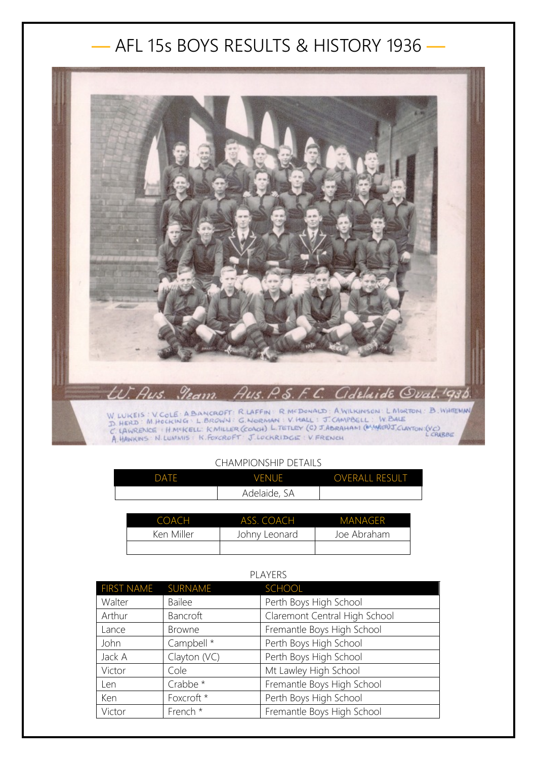# — AFL 15s BOYS RESULTS & HISTORY 1936 —

W. Aus. Team. Aus. P.S. F.C. Adelaide Oval. 1936.

W. LUKEIS : V. COLE : A. BANCROFT : R. LAFFIN : R. McDONALD : A. WILKINSON : L. MORTON : B. WHITEMAN
D. HERD : M. HOCKING : L. BROWN : G. NORMAN : V. HALL : J. CAMPBELL : W. BALE
C. LAWRENCE : H. McKELL : K. MILLER (COACH) L. TETLEY (C) J. ABRAHAM (MANAGER) J. CLAYTON (VC) L. CRABBE
A. HAWKINS : N. LUMMIS : K. FOXCROFT : J. LOCKRIDGE : V. FRENCH

CHAMPIONSHIP DETAILS

| DATE | VENUE | OVERALL RESULT |
| --- | --- | --- |
| | Adelaide, SA | |

| COACH | ASS. COACH | MANAGER |
| --- | --- | --- |
| Ken Miller | Johny Leonard | Joe Abraham |
| | | |

PLAYERS

| FIRST NAME | SURNAME | SCHOOL |
| --- | --- | --- |
| Walter | Bailee | Perth Boys High School |
| Arthur | Bancroft | Claremont Central High School |
| Lance | Browne | Fremantle Boys High School |
| John | Campbell * | Perth Boys High School |
| Jack A | Clayton (VC) | Perth Boys High School |
| Victor | Cole | Mt Lawley High School |
| Len | Crabbe * | Fremantle Boys High School |
| Ken | Foxcroft * | Perth Boys High School |
| Victor | French * | Fremantle Boys High School |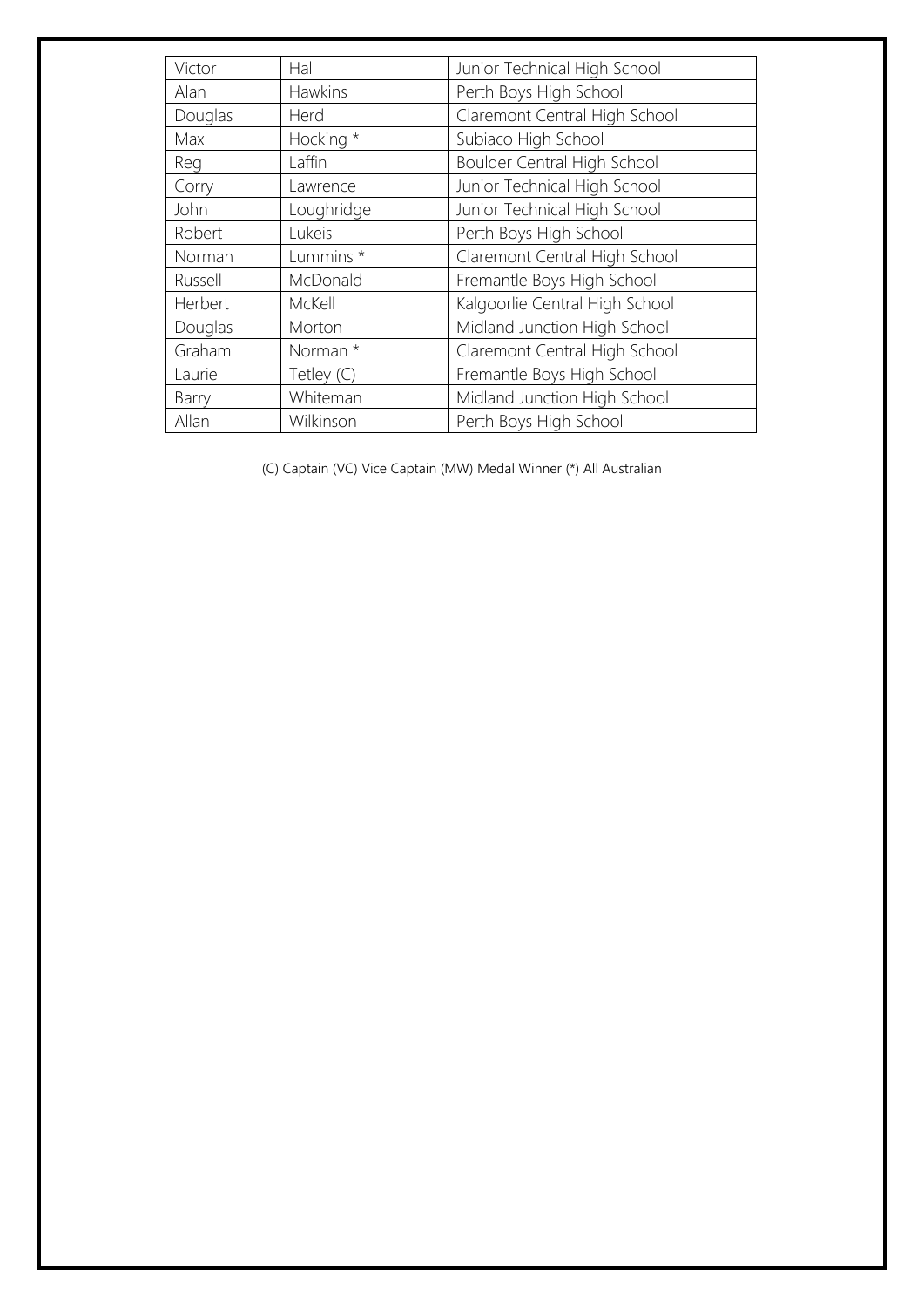| | | |
|---|---|---|
| Victor | Hall | Junior Technical High School |
| Alan | Hawkins | Perth Boys High School |
| Douglas | Herd | Claremont Central High School |
| Max | Hocking * | Subiaco High School |
| Reg | Laffin | Boulder Central High School |
| Corry | Lawrence | Junior Technical High School |
| John | Loughridge | Junior Technical High School |
| Robert | Lukeis | Perth Boys High School |
| Norman | Lummins * | Claremont Central High School |
| Russell | McDonald | Fremantle Boys High School |
| Herbert | McKell | Kalgoorlie Central High School |
| Douglas | Morton | Midland Junction High School |
| Graham | Norman * | Claremont Central High School |
| Laurie | Tetley (C) | Fremantle Boys High School |
| Barry | Whiteman | Midland Junction High School |
| Allan | Wilkinson | Perth Boys High School |

(C) Captain (VC) Vice Captain (MW) Medal Winner (*) All Australian